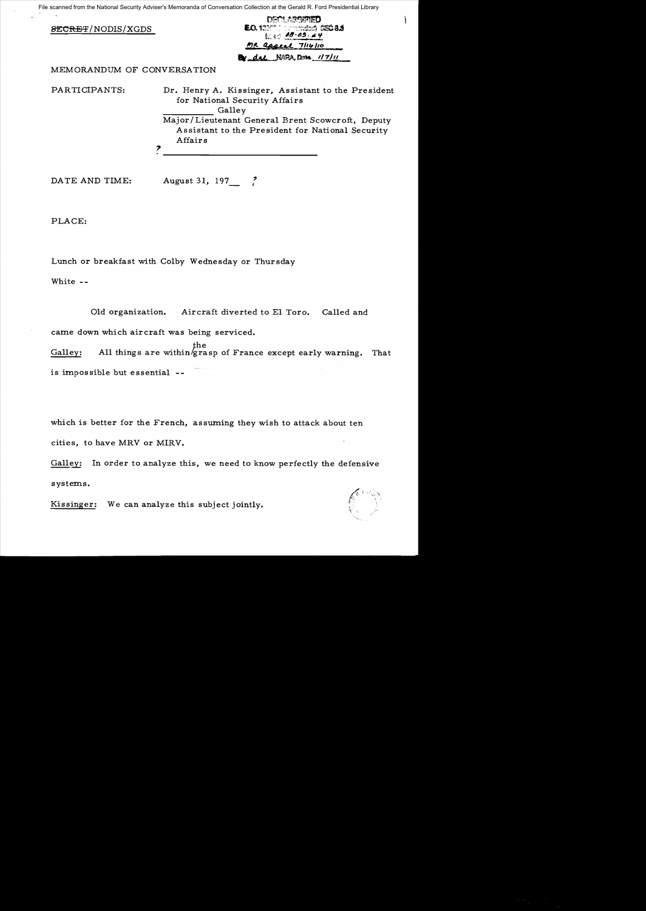File scanned from the National Security Adviser's Memoranda of Conversation Collection at the Gerald R. Ford Presidential Library

SECRET/NODIS/XGDS

DECLASSIFIED
E.O. 12958, as amended SEC 3.3
MR 08-03, #4
MR appeal 7/14/10
By dal NARA, Date 1/7/11

MEMORANDUM OF CONVERSATION

PARTICIPANTS: Dr. Henry A. Kissinger, Assistant to the President for National Security Affairs
__________ Galley
Major/Lieutenant General Brent Scowcroft, Deputy Assistant to the President for National Security Affairs
? __________________________

DATE AND TIME: August 31, 197__ ?

PLACE:

Lunch or breakfast with Colby Wednesday or Thursday

White --

Old organization. Aircraft diverted to El Toro. Called and came down which aircraft was being serviced.

Galley: All things are within the grasp of France except early warning. That is impossible but essential --

which is better for the French, assuming they wish to attack about ten cities, to have MRV or MIRV.

Galley: In order to analyze this, we need to know perfectly the defensive systems.

Kissinger: We can analyze this subject jointly.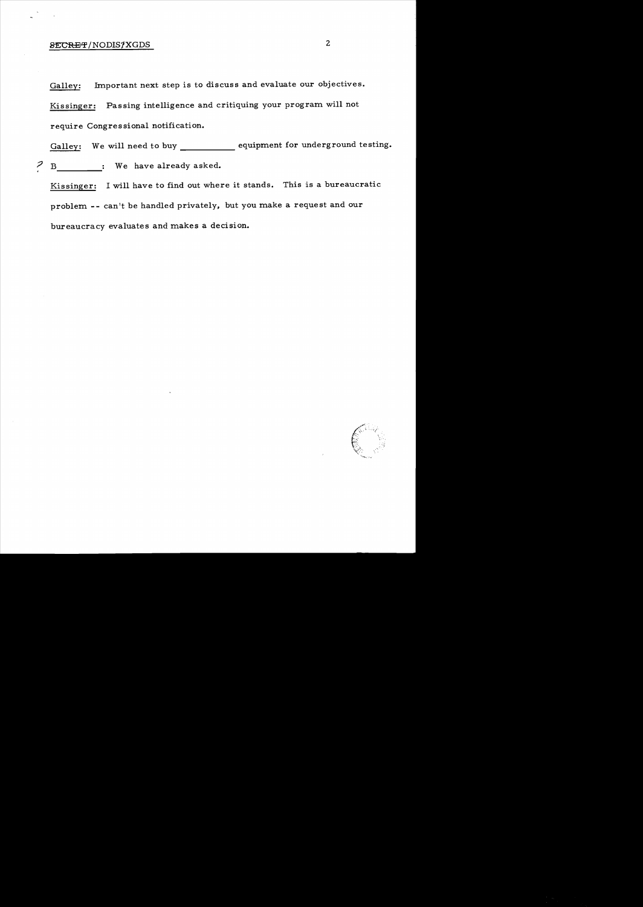Galley: Important next step is to discuss and evaluate our objectives.

Kissinger: Passing intelligence and critiquing your program will not require Congressional notification.

Galley: We will need to buy __________ equipment for underground testing.

? B________: We have already asked.

Kissinger: I will have to find out where it stands. This is a bureaucratic problem -- can't be handled privately, but you make a request and our bureaucracy evaluates and makes a decision.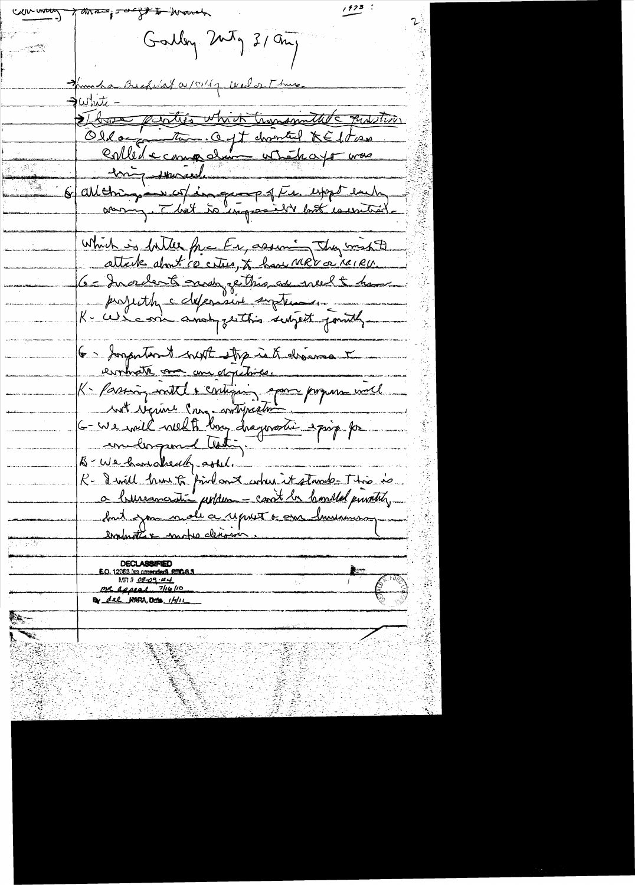Gallery Mtg 3/ Aug

→ Kuomintang Breakfast w/Comp. Wed or Thurs.

→ White –

→ Those parties which transmitted Zuckerman Old organization. Agt deviated & Eldora called a compendium which ought was being ... 

& all things ... of ... group of Fr. ... each ... . That is impossible but essential.

Which is better for Fr., assuming they might attack about 10 cities, to have MRV or MIRV.

G – In order to analyze this we need to have perfectly ... defensive systems.

K – We can analyze this subject jointly.

G – Important next step is to discuss ... ... on our objectives.

K – Passing intel & critiquing expose program would not require Cong. notification.

G – We will need to buy diagnostic equip. for underground testing.

B – We have already asked.

K – I will have to find out where it stands. This is a bureaucratic problem – can't be handled privately but you make a request & our bureaucracy ... make decision.

DECLASSIFIED
E.O. 12958 (as amended) SEC 3.3
MR # 08-05 #4
MR appeal 7/16/10
By dal NARA, Date 1/4/11